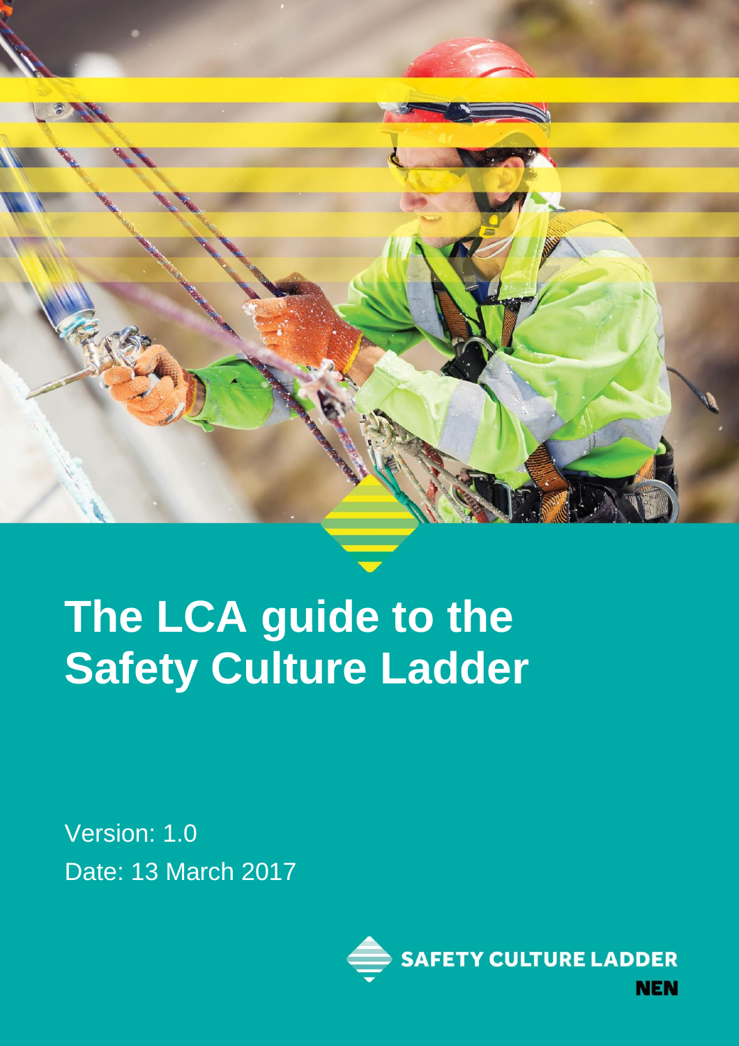# The LCA guide to the Safety Culture Ladder

Version: 1.0

Date: 13 March 2017

SAFETY CULTURE LADDER

NEN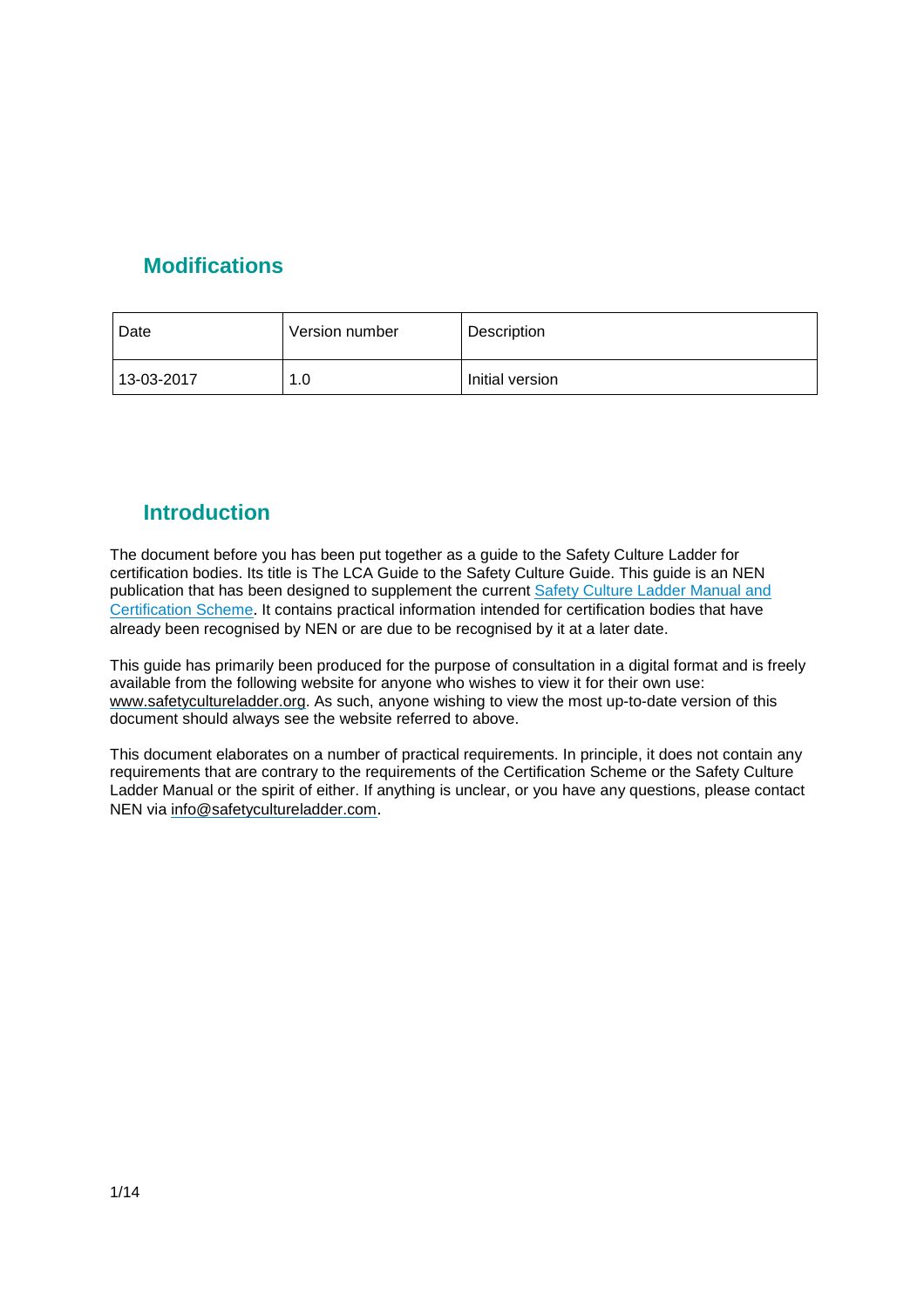## Modifications

| Date | Version number | Description |
| --- | --- | --- |
| 13-03-2017 | 1.0 | Initial version |

## Introduction

The document before you has been put together as a guide to the Safety Culture Ladder for certification bodies. Its title is The LCA Guide to the Safety Culture Guide. This guide is an NEN publication that has been designed to supplement the current Safety Culture Ladder Manual and Certification Scheme. It contains practical information intended for certification bodies that have already been recognised by NEN or are due to be recognised by it at a later date.

This guide has primarily been produced for the purpose of consultation in a digital format and is freely available from the following website for anyone who wishes to view it for their own use: www.safetycultureladder.org. As such, anyone wishing to view the most up-to-date version of this document should always see the website referred to above.

This document elaborates on a number of practical requirements. In principle, it does not contain any requirements that are contrary to the requirements of the Certification Scheme or the Safety Culture Ladder Manual or the spirit of either. If anything is unclear, or you have any questions, please contact NEN via info@safetycultureladder.com.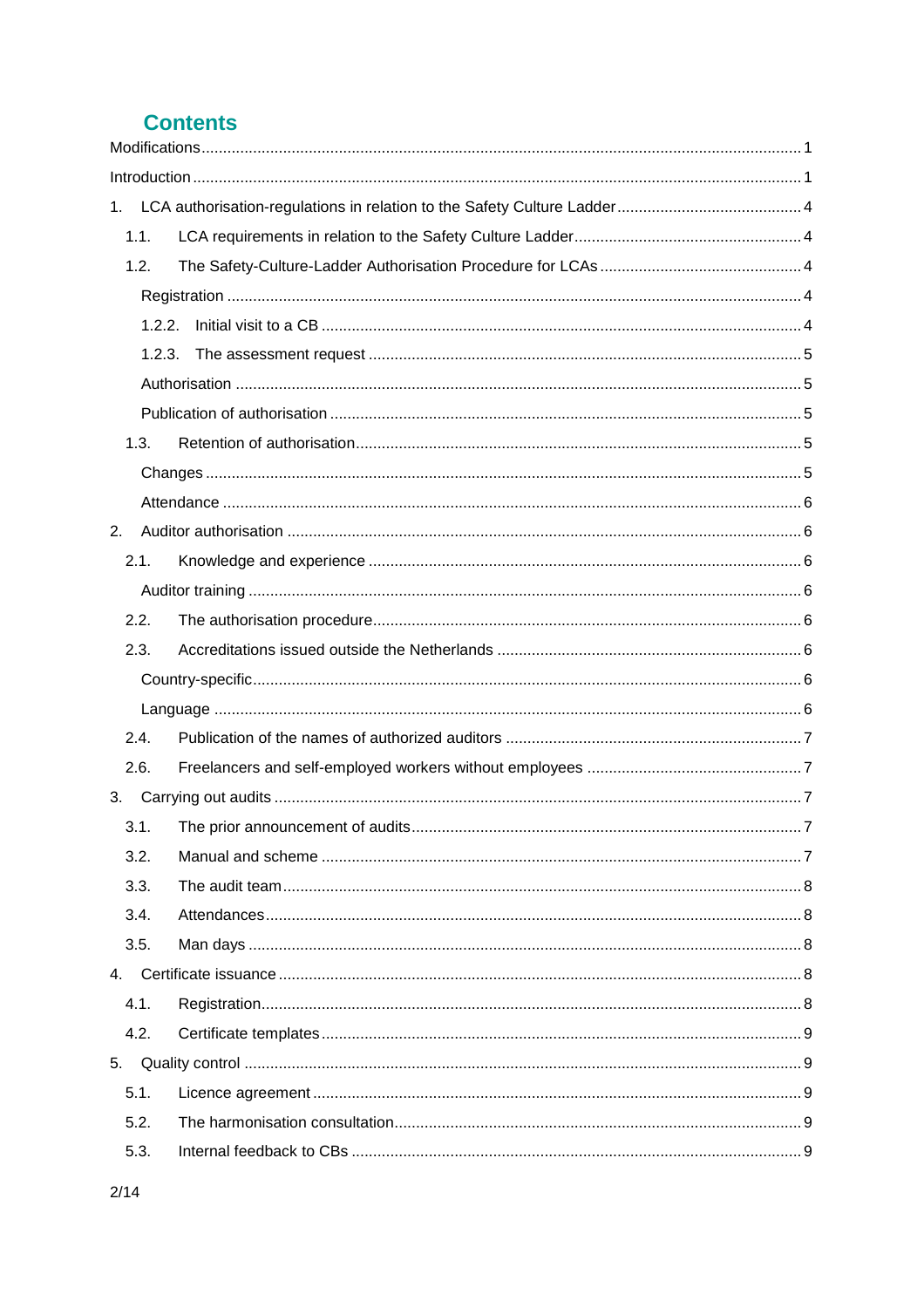# Contents

Modifications ........................................................................................................................... 1

Introduction .............................................................................................................................. 1

1. LCA authorisation-regulations in relation to the Safety Culture Ladder ............................. 4
   - 1.1. LCA requirements in relation to the Safety Culture Ladder ........................................ 4
   - 1.2. The Safety-Culture-Ladder Authorisation Procedure for LCAs .................................. 4
     - Registration ..................................................................................................................... 4
     - 1.2.2. Initial visit to a CB ................................................................................................. 4
     - 1.2.3. The assessment request ....................................................................................... 5
     - Authorisation .................................................................................................................... 5
     - Publication of authorisation ............................................................................................. 5
   - 1.3. Retention of authorisation ............................................................................................. 5
     - Changes ........................................................................................................................... 5
     - Attendance ....................................................................................................................... 6
2. Auditor authorisation .............................................................................................................. 6
   - 2.1. Knowledge and experience ........................................................................................... 6
     - Auditor training ................................................................................................................ 6
   - 2.2. The authorisation procedure ......................................................................................... 6
   - 2.3. Accreditations issued outside the Netherlands ............................................................ 6
     - Country-specific ............................................................................................................... 6
     - Language .......................................................................................................................... 6
   - 2.4. Publication of the names of authorized auditors .......................................................... 7
   - 2.6. Freelancers and self-employed workers without employees ....................................... 7
3. Carrying out audits .................................................................................................................. 7
   - 3.1. The prior announcement of audits ................................................................................ 7
   - 3.2. Manual and scheme ...................................................................................................... 7
   - 3.3. The audit team ............................................................................................................... 8
   - 3.4. Attendances ................................................................................................................... 8
   - 3.5. Man days ........................................................................................................................ 8
4. Certificate issuance ................................................................................................................. 8
   - 4.1. Registration ..................................................................................................................... 8
   - 4.2. Certificate templates ....................................................................................................... 9
5. Quality control ......................................................................................................................... 9
   - 5.1. Licence agreement ......................................................................................................... 9
   - 5.2. The harmonisation consultation ..................................................................................... 9
   - 5.3. Internal feedback to CBs ................................................................................................ 9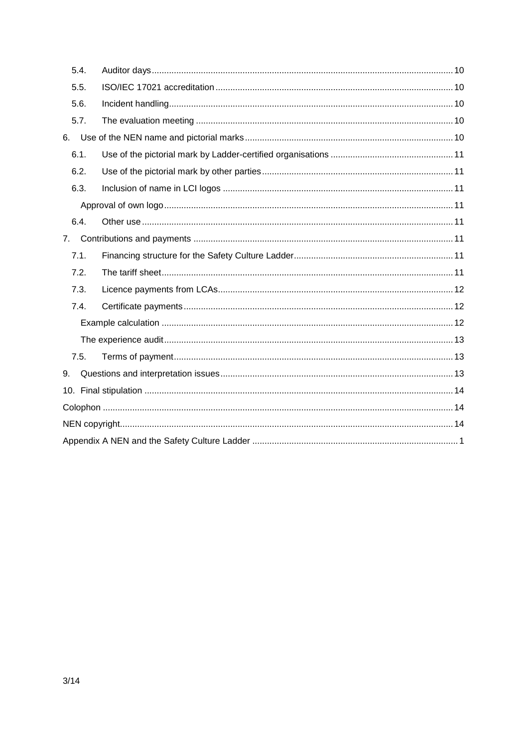5.4. Auditor days ... 10

5.5. ISO/IEC 17021 accreditation ... 10

5.6. Incident handling ... 10

5.7. The evaluation meeting ... 10

6. Use of the NEN name and pictorial marks ... 10

6.1. Use of the pictorial mark by Ladder-certified organisations ... 11

6.2. Use of the pictorial mark by other parties ... 11

6.3. Inclusion of name in LCI logos ... 11

Approval of own logo ... 11

6.4. Other use ... 11

7. Contributions and payments ... 11

7.1. Financing structure for the Safety Culture Ladder ... 11

7.2. The tariff sheet ... 11

7.3. Licence payments from LCAs ... 12

7.4. Certificate payments ... 12

Example calculation ... 12

The experience audit ... 13

7.5. Terms of payment ... 13

9. Questions and interpretation issues ... 13

10. Final stipulation ... 14

Colophon ... 14

NEN copyright ... 14

Appendix A NEN and the Safety Culture Ladder ... 1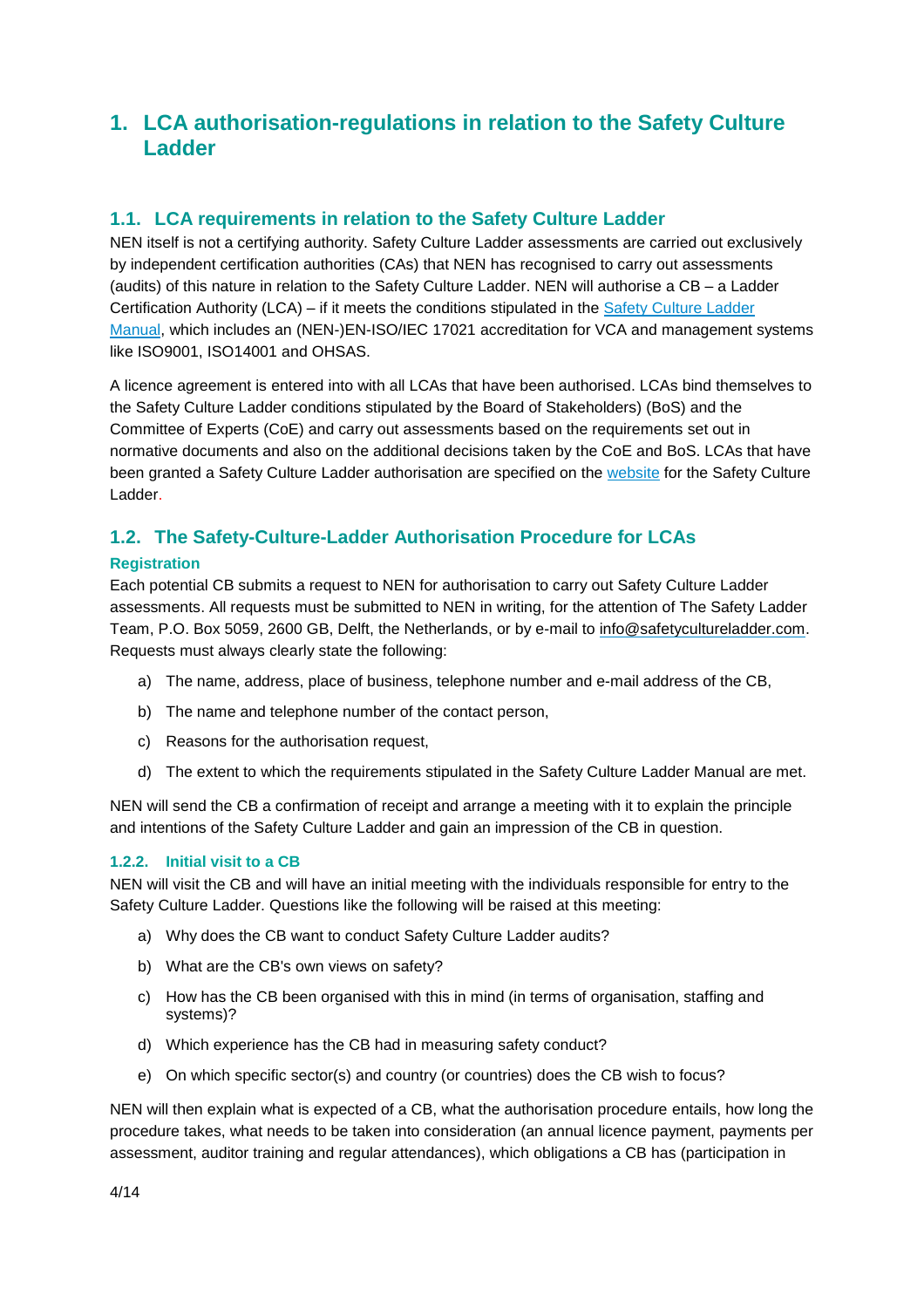# 1. LCA authorisation-regulations in relation to the Safety Culture Ladder

## 1.1. LCA requirements in relation to the Safety Culture Ladder

NEN itself is not a certifying authority. Safety Culture Ladder assessments are carried out exclusively by independent certification authorities (CAs) that NEN has recognised to carry out assessments (audits) of this nature in relation to the Safety Culture Ladder. NEN will authorise a CB – a Ladder Certification Authority (LCA) – if it meets the conditions stipulated in the [Safety Culture Ladder Manual](), which includes an (NEN-)EN-ISO/IEC 17021 accreditation for VCA and management systems like ISO9001, ISO14001 and OHSAS.

A licence agreement is entered into with all LCAs that have been authorised. LCAs bind themselves to the Safety Culture Ladder conditions stipulated by the Board of Stakeholders) (BoS) and the Committee of Experts (CoE) and carry out assessments based on the requirements set out in normative documents and also on the additional decisions taken by the CoE and BoS. LCAs that have been granted a Safety Culture Ladder authorisation are specified on the [website]() for the Safety Culture Ladder.

## 1.2. The Safety-Culture-Ladder Authorisation Procedure for LCAs

### Registration

Each potential CB submits a request to NEN for authorisation to carry out Safety Culture Ladder assessments. All requests must be submitted to NEN in writing, for the attention of The Safety Ladder Team, P.O. Box 5059, 2600 GB, Delft, the Netherlands, or by e-mail to info@safetycultureladder.com. Requests must always clearly state the following:

a) The name, address, place of business, telephone number and e-mail address of the CB,

b) The name and telephone number of the contact person,

c) Reasons for the authorisation request,

d) The extent to which the requirements stipulated in the Safety Culture Ladder Manual are met.

NEN will send the CB a confirmation of receipt and arrange a meeting with it to explain the principle and intentions of the Safety Culture Ladder and gain an impression of the CB in question.

### 1.2.2. Initial visit to a CB

NEN will visit the CB and will have an initial meeting with the individuals responsible for entry to the Safety Culture Ladder. Questions like the following will be raised at this meeting:

a) Why does the CB want to conduct Safety Culture Ladder audits?

b) What are the CB's own views on safety?

c) How has the CB been organised with this in mind (in terms of organisation, staffing and systems)?

d) Which experience has the CB had in measuring safety conduct?

e) On which specific sector(s) and country (or countries) does the CB wish to focus?

NEN will then explain what is expected of a CB, what the authorisation procedure entails, how long the procedure takes, what needs to be taken into consideration (an annual licence payment, payments per assessment, auditor training and regular attendances), which obligations a CB has (participation in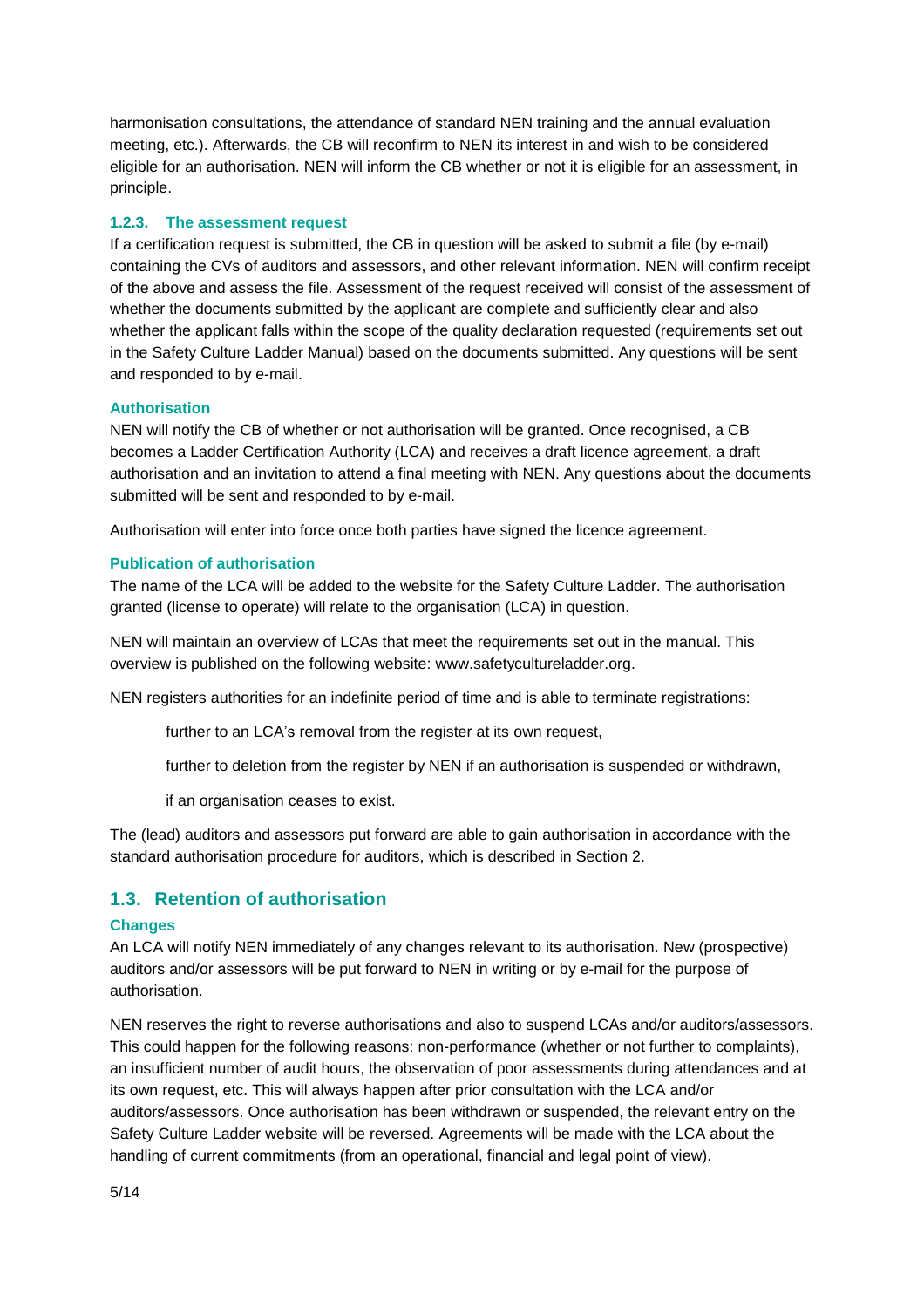harmonisation consultations, the attendance of standard NEN training and the annual evaluation meeting, etc.). Afterwards, the CB will reconfirm to NEN its interest in and wish to be considered eligible for an authorisation. NEN will inform the CB whether or not it is eligible for an assessment, in principle.

### 1.2.3. The assessment request

If a certification request is submitted, the CB in question will be asked to submit a file (by e-mail) containing the CVs of auditors and assessors, and other relevant information. NEN will confirm receipt of the above and assess the file. Assessment of the request received will consist of the assessment of whether the documents submitted by the applicant are complete and sufficiently clear and also whether the applicant falls within the scope of the quality declaration requested (requirements set out in the Safety Culture Ladder Manual) based on the documents submitted. Any questions will be sent and responded to by e-mail.

#### Authorisation

NEN will notify the CB of whether or not authorisation will be granted. Once recognised, a CB becomes a Ladder Certification Authority (LCA) and receives a draft licence agreement, a draft authorisation and an invitation to attend a final meeting with NEN. Any questions about the documents submitted will be sent and responded to by e-mail.

Authorisation will enter into force once both parties have signed the licence agreement.

#### Publication of authorisation

The name of the LCA will be added to the website for the Safety Culture Ladder. The authorisation granted (license to operate) will relate to the organisation (LCA) in question.

NEN will maintain an overview of LCAs that meet the requirements set out in the manual. This overview is published on the following website: www.safetycultureladder.org.

NEN registers authorities for an indefinite period of time and is able to terminate registrations:

- further to an LCA's removal from the register at its own request,
- further to deletion from the register by NEN if an authorisation is suspended or withdrawn,
- if an organisation ceases to exist.

The (lead) auditors and assessors put forward are able to gain authorisation in accordance with the standard authorisation procedure for auditors, which is described in Section 2.

## 1.3. Retention of authorisation

#### Changes

An LCA will notify NEN immediately of any changes relevant to its authorisation. New (prospective) auditors and/or assessors will be put forward to NEN in writing or by e-mail for the purpose of authorisation.

NEN reserves the right to reverse authorisations and also to suspend LCAs and/or auditors/assessors. This could happen for the following reasons: non-performance (whether or not further to complaints), an insufficient number of audit hours, the observation of poor assessments during attendances and at its own request, etc. This will always happen after prior consultation with the LCA and/or auditors/assessors. Once authorisation has been withdrawn or suspended, the relevant entry on the Safety Culture Ladder website will be reversed. Agreements will be made with the LCA about the handling of current commitments (from an operational, financial and legal point of view).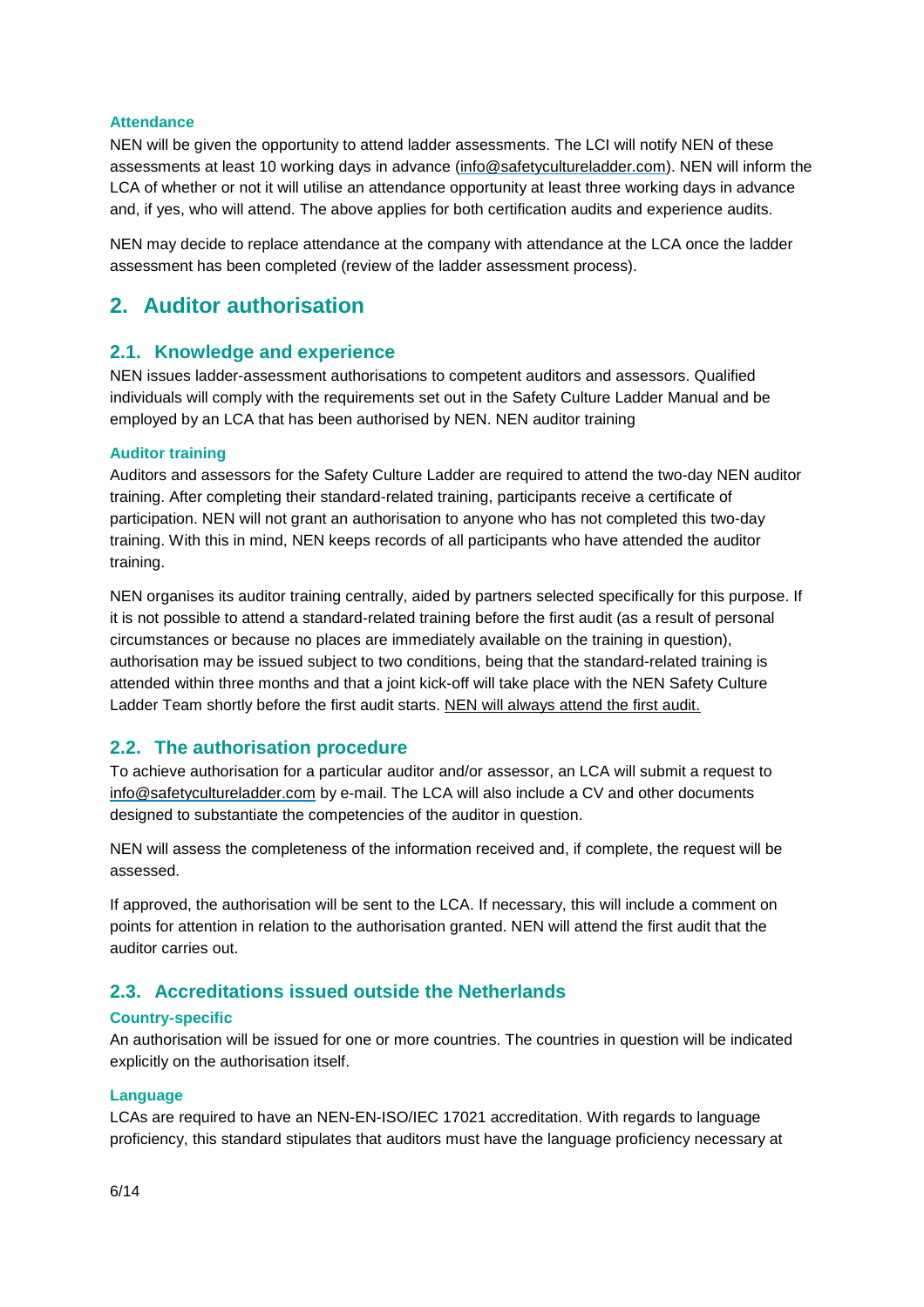### Attendance

NEN will be given the opportunity to attend ladder assessments. The LCI will notify NEN of these assessments at least 10 working days in advance (info@safetycultureladder.com). NEN will inform the LCA of whether or not it will utilise an attendance opportunity at least three working days in advance and, if yes, who will attend. The above applies for both certification audits and experience audits.

NEN may decide to replace attendance at the company with attendance at the LCA once the ladder assessment has been completed (review of the ladder assessment process).

# 2. Auditor authorisation

## 2.1. Knowledge and experience

NEN issues ladder-assessment authorisations to competent auditors and assessors. Qualified individuals will comply with the requirements set out in the Safety Culture Ladder Manual and be employed by an LCA that has been authorised by NEN. NEN auditor training

### Auditor training

Auditors and assessors for the Safety Culture Ladder are required to attend the two-day NEN auditor training. After completing their standard-related training, participants receive a certificate of participation. NEN will not grant an authorisation to anyone who has not completed this two-day training. With this in mind, NEN keeps records of all participants who have attended the auditor training.

NEN organises its auditor training centrally, aided by partners selected specifically for this purpose. If it is not possible to attend a standard-related training before the first audit (as a result of personal circumstances or because no places are immediately available on the training in question), authorisation may be issued subject to two conditions, being that the standard-related training is attended within three months and that a joint kick-off will take place with the NEN Safety Culture Ladder Team shortly before the first audit starts. <u>NEN will always attend the first audit.</u>

## 2.2. The authorisation procedure

To achieve authorisation for a particular auditor and/or assessor, an LCA will submit a request to info@safetycultureladder.com by e-mail. The LCA will also include a CV and other documents designed to substantiate the competencies of the auditor in question.

NEN will assess the completeness of the information received and, if complete, the request will be assessed.

If approved, the authorisation will be sent to the LCA. If necessary, this will include a comment on points for attention in relation to the authorisation granted. NEN will attend the first audit that the auditor carries out.

## 2.3. Accreditations issued outside the Netherlands

### Country-specific

An authorisation will be issued for one or more countries. The countries in question will be indicated explicitly on the authorisation itself.

### Language

LCAs are required to have an NEN-EN-ISO/IEC 17021 accreditation. With regards to language proficiency, this standard stipulates that auditors must have the language proficiency necessary at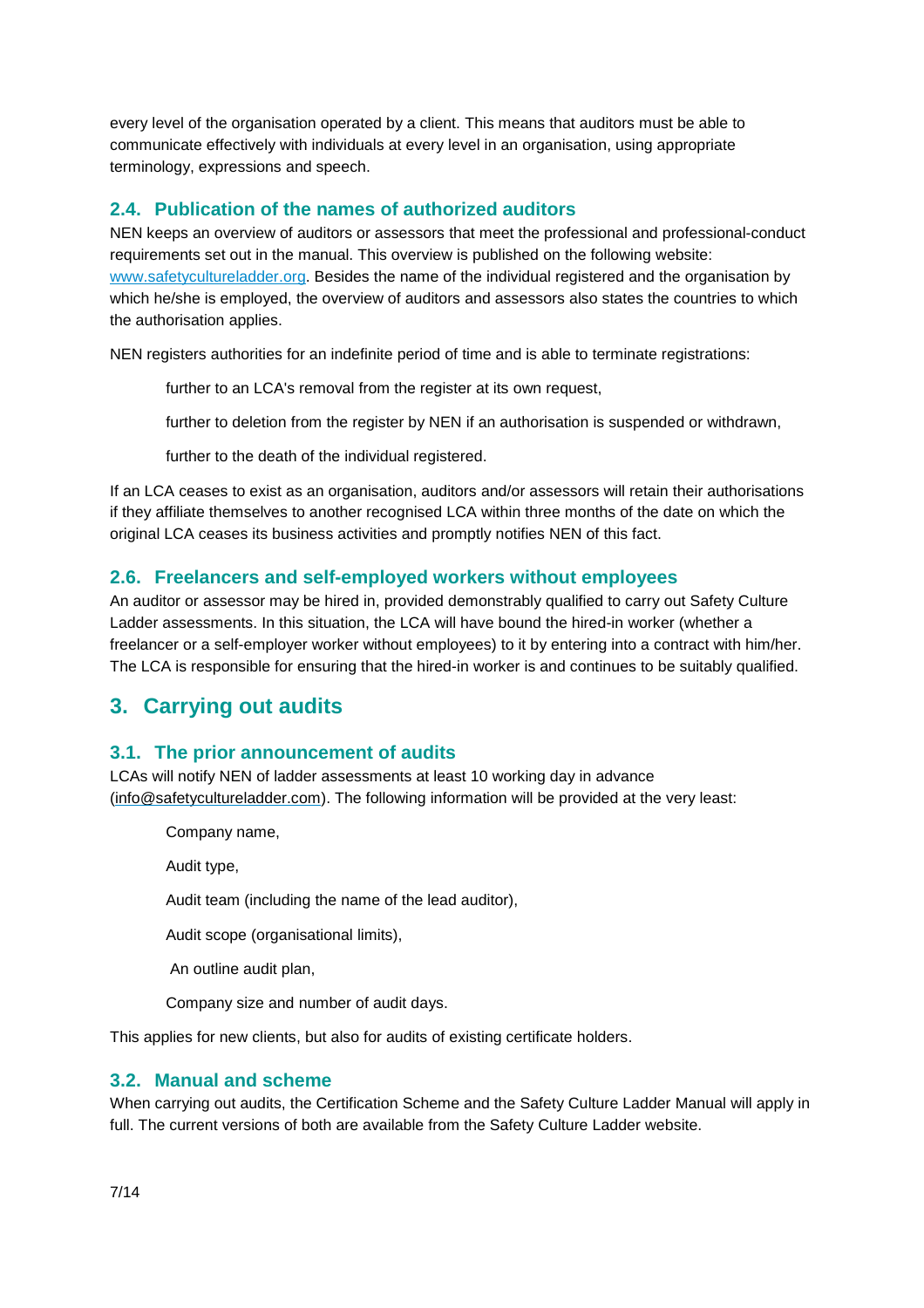every level of the organisation operated by a client. This means that auditors must be able to communicate effectively with individuals at every level in an organisation, using appropriate terminology, expressions and speech.

### 2.4. Publication of the names of authorized auditors

NEN keeps an overview of auditors or assessors that meet the professional and professional-conduct requirements set out in the manual. This overview is published on the following website: [www.safetycultureladder.org](www.safetycultureladder.org). Besides the name of the individual registered and the organisation by which he/she is employed, the overview of auditors and assessors also states the countries to which the authorisation applies.

NEN registers authorities for an indefinite period of time and is able to terminate registrations:

- further to an LCA's removal from the register at its own request,
- further to deletion from the register by NEN if an authorisation is suspended or withdrawn,
- further to the death of the individual registered.

If an LCA ceases to exist as an organisation, auditors and/or assessors will retain their authorisations if they affiliate themselves to another recognised LCA within three months of the date on which the original LCA ceases its business activities and promptly notifies NEN of this fact.

### 2.6. Freelancers and self-employed workers without employees

An auditor or assessor may be hired in, provided demonstrably qualified to carry out Safety Culture Ladder assessments. In this situation, the LCA will have bound the hired-in worker (whether a freelancer or a self-employer worker without employees) to it by entering into a contract with him/her. The LCA is responsible for ensuring that the hired-in worker is and continues to be suitably qualified.

## 3. Carrying out audits

### 3.1. The prior announcement of audits

LCAs will notify NEN of ladder assessments at least 10 working day in advance (info@safetycultureladder.com). The following information will be provided at the very least:

- Company name,
- Audit type,
- Audit team (including the name of the lead auditor),
- Audit scope (organisational limits),
- An outline audit plan,
- Company size and number of audit days.

This applies for new clients, but also for audits of existing certificate holders.

### 3.2. Manual and scheme

When carrying out audits, the Certification Scheme and the Safety Culture Ladder Manual will apply in full. The current versions of both are available from the Safety Culture Ladder website.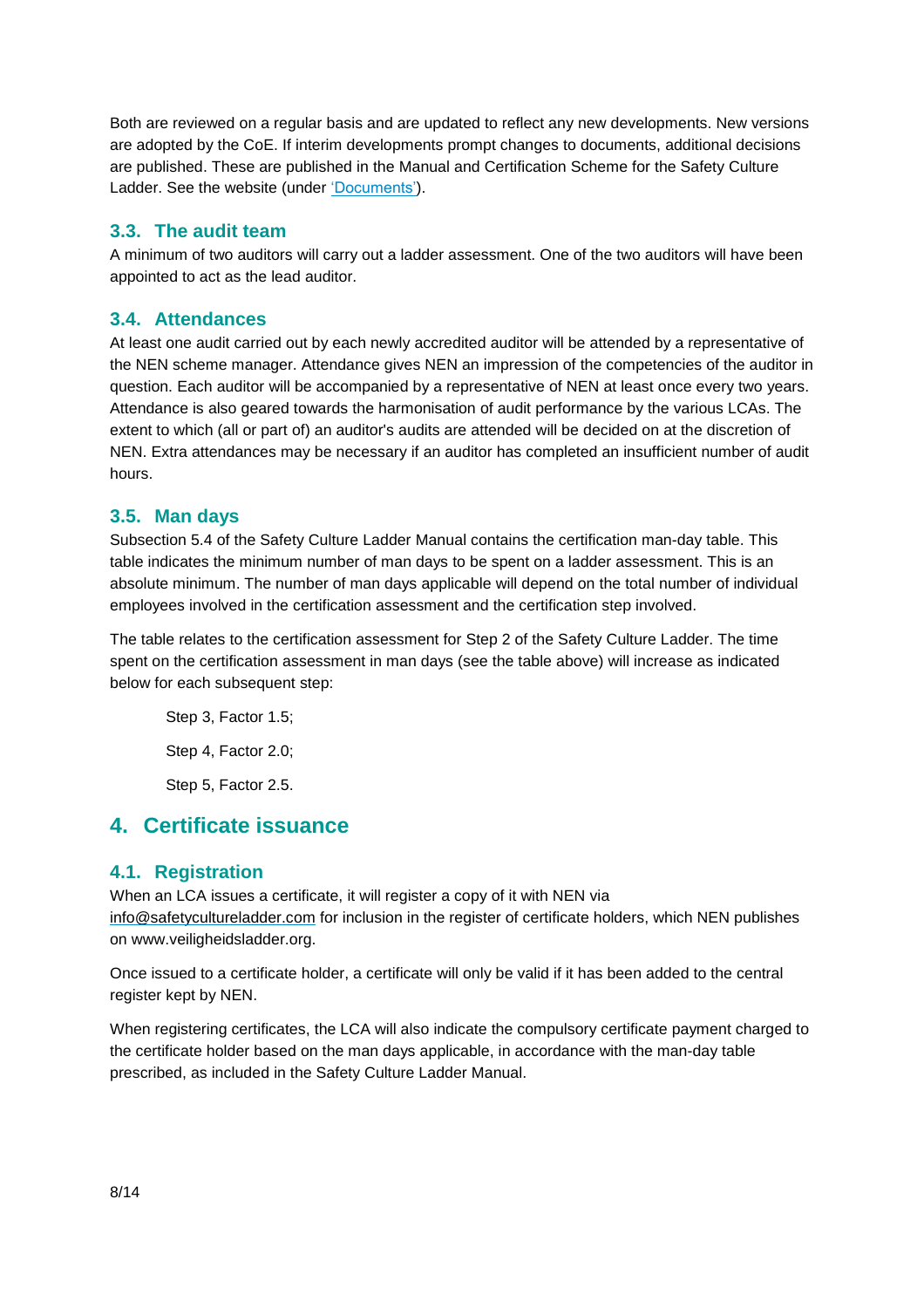Both are reviewed on a regular basis and are updated to reflect any new developments. New versions are adopted by the CoE. If interim developments prompt changes to documents, additional decisions are published. These are published in the Manual and Certification Scheme for the Safety Culture Ladder. See the website (under 'Documents').

### 3.3. The audit team

A minimum of two auditors will carry out a ladder assessment. One of the two auditors will have been appointed to act as the lead auditor.

### 3.4. Attendances

At least one audit carried out by each newly accredited auditor will be attended by a representative of the NEN scheme manager. Attendance gives NEN an impression of the competencies of the auditor in question. Each auditor will be accompanied by a representative of NEN at least once every two years. Attendance is also geared towards the harmonisation of audit performance by the various LCAs. The extent to which (all or part of) an auditor's audits are attended will be decided on at the discretion of NEN. Extra attendances may be necessary if an auditor has completed an insufficient number of audit hours.

### 3.5. Man days

Subsection 5.4 of the Safety Culture Ladder Manual contains the certification man-day table. This table indicates the minimum number of man days to be spent on a ladder assessment. This is an absolute minimum. The number of man days applicable will depend on the total number of individual employees involved in the certification assessment and the certification step involved.

The table relates to the certification assessment for Step 2 of the Safety Culture Ladder. The time spent on the certification assessment in man days (see the table above) will increase as indicated below for each subsequent step:

Step 3, Factor 1.5;

Step 4, Factor 2.0;

Step 5, Factor 2.5.

## 4. Certificate issuance

### 4.1. Registration

When an LCA issues a certificate, it will register a copy of it with NEN via info@safetycultureladder.com for inclusion in the register of certificate holders, which NEN publishes on www.veiligheidsladder.org.

Once issued to a certificate holder, a certificate will only be valid if it has been added to the central register kept by NEN.

When registering certificates, the LCA will also indicate the compulsory certificate payment charged to the certificate holder based on the man days applicable, in accordance with the man-day table prescribed, as included in the Safety Culture Ladder Manual.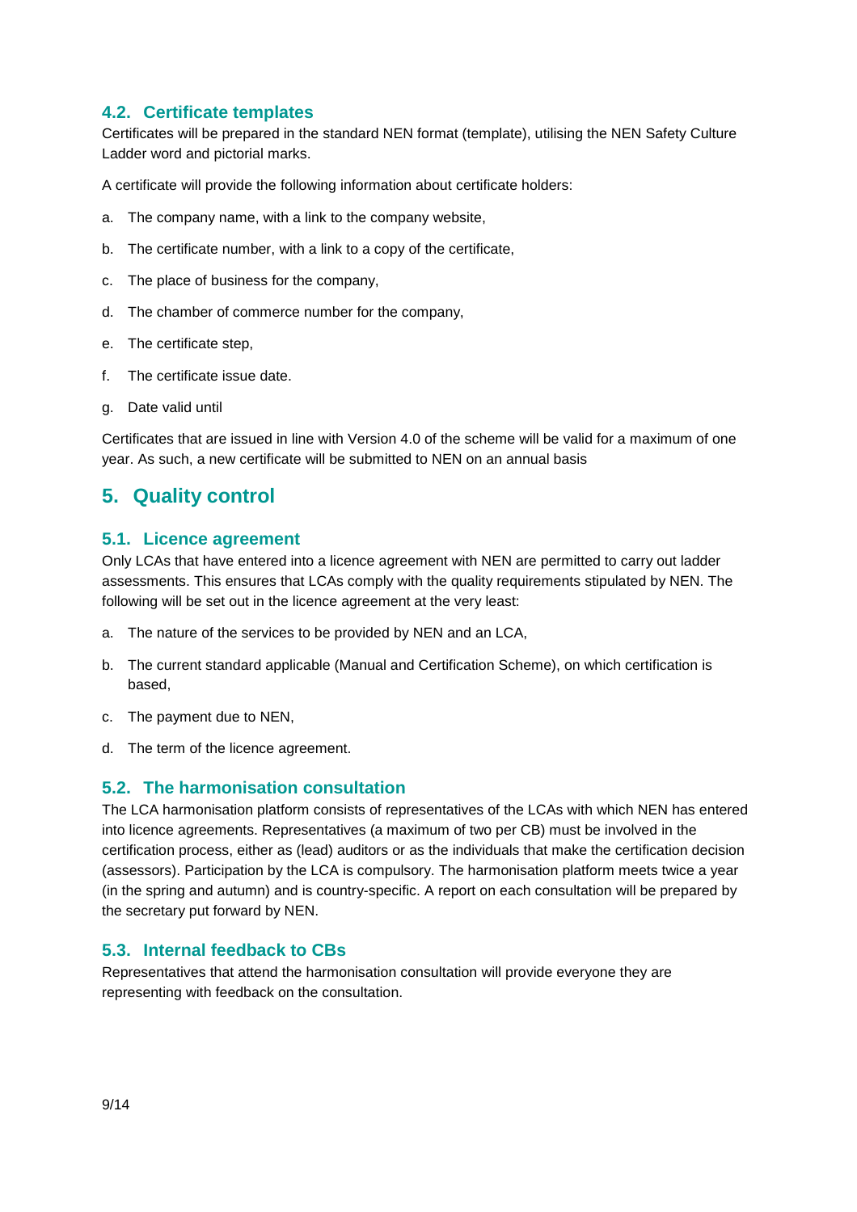### 4.2. Certificate templates

Certificates will be prepared in the standard NEN format (template), utilising the NEN Safety Culture Ladder word and pictorial marks.

A certificate will provide the following information about certificate holders:

a. The company name, with a link to the company website,

b. The certificate number, with a link to a copy of the certificate,

c. The place of business for the company,

d. The chamber of commerce number for the company,

e. The certificate step,

f. The certificate issue date.

g. Date valid until

Certificates that are issued in line with Version 4.0 of the scheme will be valid for a maximum of one year. As such, a new certificate will be submitted to NEN on an annual basis

## 5. Quality control

### 5.1. Licence agreement

Only LCAs that have entered into a licence agreement with NEN are permitted to carry out ladder assessments. This ensures that LCAs comply with the quality requirements stipulated by NEN. The following will be set out in the licence agreement at the very least:

a. The nature of the services to be provided by NEN and an LCA,

b. The current standard applicable (Manual and Certification Scheme), on which certification is based,

c. The payment due to NEN,

d. The term of the licence agreement.

### 5.2. The harmonisation consultation

The LCA harmonisation platform consists of representatives of the LCAs with which NEN has entered into licence agreements. Representatives (a maximum of two per CB) must be involved in the certification process, either as (lead) auditors or as the individuals that make the certification decision (assessors). Participation by the LCA is compulsory. The harmonisation platform meets twice a year (in the spring and autumn) and is country-specific. A report on each consultation will be prepared by the secretary put forward by NEN.

### 5.3. Internal feedback to CBs

Representatives that attend the harmonisation consultation will provide everyone they are representing with feedback on the consultation.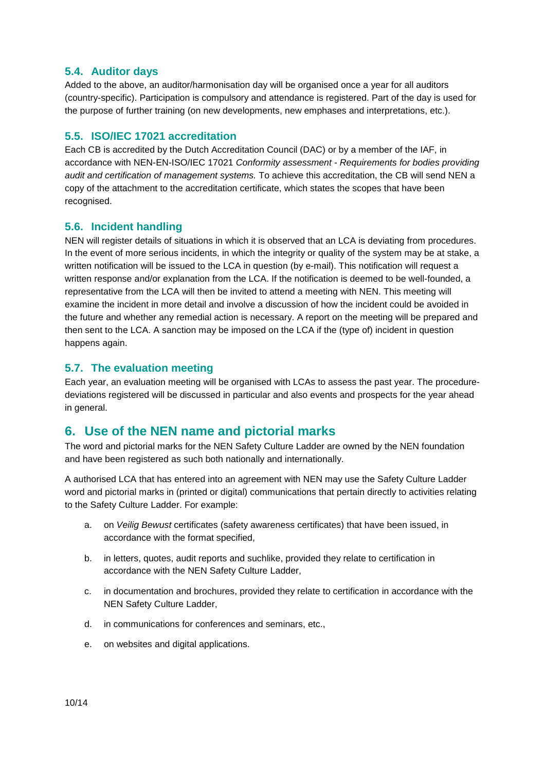### 5.4. Auditor days

Added to the above, an auditor/harmonisation day will be organised once a year for all auditors (country-specific). Participation is compulsory and attendance is registered. Part of the day is used for the purpose of further training (on new developments, new emphases and interpretations, etc.).

### 5.5. ISO/IEC 17021 accreditation

Each CB is accredited by the Dutch Accreditation Council (DAC) or by a member of the IAF, in accordance with NEN-EN-ISO/IEC 17021 *Conformity assessment - Requirements for bodies providing audit and certification of management systems.* To achieve this accreditation, the CB will send NEN a copy of the attachment to the accreditation certificate, which states the scopes that have been recognised.

### 5.6. Incident handling

NEN will register details of situations in which it is observed that an LCA is deviating from procedures. In the event of more serious incidents, in which the integrity or quality of the system may be at stake, a written notification will be issued to the LCA in question (by e-mail). This notification will request a written response and/or explanation from the LCA. If the notification is deemed to be well-founded, a representative from the LCA will then be invited to attend a meeting with NEN. This meeting will examine the incident in more detail and involve a discussion of how the incident could be avoided in the future and whether any remedial action is necessary. A report on the meeting will be prepared and then sent to the LCA. A sanction may be imposed on the LCA if the (type of) incident in question happens again.

### 5.7. The evaluation meeting

Each year, an evaluation meeting will be organised with LCAs to assess the past year. The procedure-deviations registered will be discussed in particular and also events and prospects for the year ahead in general.

## 6. Use of the NEN name and pictorial marks

The word and pictorial marks for the NEN Safety Culture Ladder are owned by the NEN foundation and have been registered as such both nationally and internationally.

A authorised LCA that has entered into an agreement with NEN may use the Safety Culture Ladder word and pictorial marks in (printed or digital) communications that pertain directly to activities relating to the Safety Culture Ladder. For example:

a. on *Veilig Bewust* certificates (safety awareness certificates) that have been issued, in accordance with the format specified,

b. in letters, quotes, audit reports and suchlike, provided they relate to certification in accordance with the NEN Safety Culture Ladder,

c. in documentation and brochures, provided they relate to certification in accordance with the NEN Safety Culture Ladder,

d. in communications for conferences and seminars, etc.,

e. on websites and digital applications.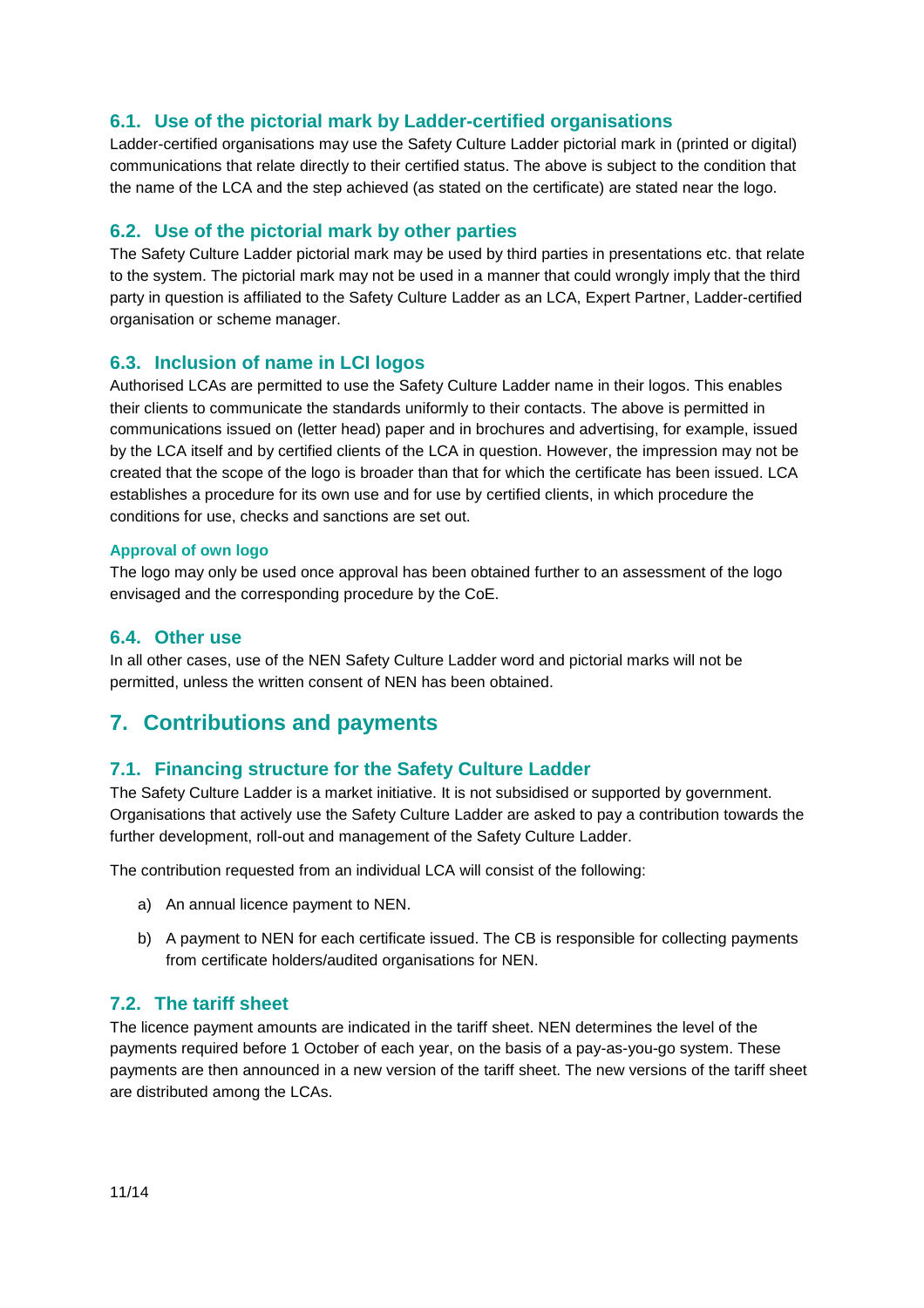### 6.1. Use of the pictorial mark by Ladder-certified organisations

Ladder-certified organisations may use the Safety Culture Ladder pictorial mark in (printed or digital) communications that relate directly to their certified status. The above is subject to the condition that the name of the LCA and the step achieved (as stated on the certificate) are stated near the logo.

### 6.2. Use of the pictorial mark by other parties

The Safety Culture Ladder pictorial mark may be used by third parties in presentations etc. that relate to the system. The pictorial mark may not be used in a manner that could wrongly imply that the third party in question is affiliated to the Safety Culture Ladder as an LCA, Expert Partner, Ladder-certified organisation or scheme manager.

### 6.3. Inclusion of name in LCI logos

Authorised LCAs are permitted to use the Safety Culture Ladder name in their logos. This enables their clients to communicate the standards uniformly to their contacts. The above is permitted in communications issued on (letter head) paper and in brochures and advertising, for example, issued by the LCA itself and by certified clients of the LCA in question. However, the impression may not be created that the scope of the logo is broader than that for which the certificate has been issued. LCA establishes a procedure for its own use and for use by certified clients, in which procedure the conditions for use, checks and sanctions are set out.

#### Approval of own logo

The logo may only be used once approval has been obtained further to an assessment of the logo envisaged and the corresponding procedure by the CoE.

### 6.4. Other use

In all other cases, use of the NEN Safety Culture Ladder word and pictorial marks will not be permitted, unless the written consent of NEN has been obtained.

## 7. Contributions and payments

### 7.1. Financing structure for the Safety Culture Ladder

The Safety Culture Ladder is a market initiative. It is not subsidised or supported by government. Organisations that actively use the Safety Culture Ladder are asked to pay a contribution towards the further development, roll-out and management of the Safety Culture Ladder.

The contribution requested from an individual LCA will consist of the following:

a) An annual licence payment to NEN.

b) A payment to NEN for each certificate issued. The CB is responsible for collecting payments from certificate holders/audited organisations for NEN.

### 7.2. The tariff sheet

The licence payment amounts are indicated in the tariff sheet. NEN determines the level of the payments required before 1 October of each year, on the basis of a pay-as-you-go system. These payments are then announced in a new version of the tariff sheet. The new versions of the tariff sheet are distributed among the LCAs.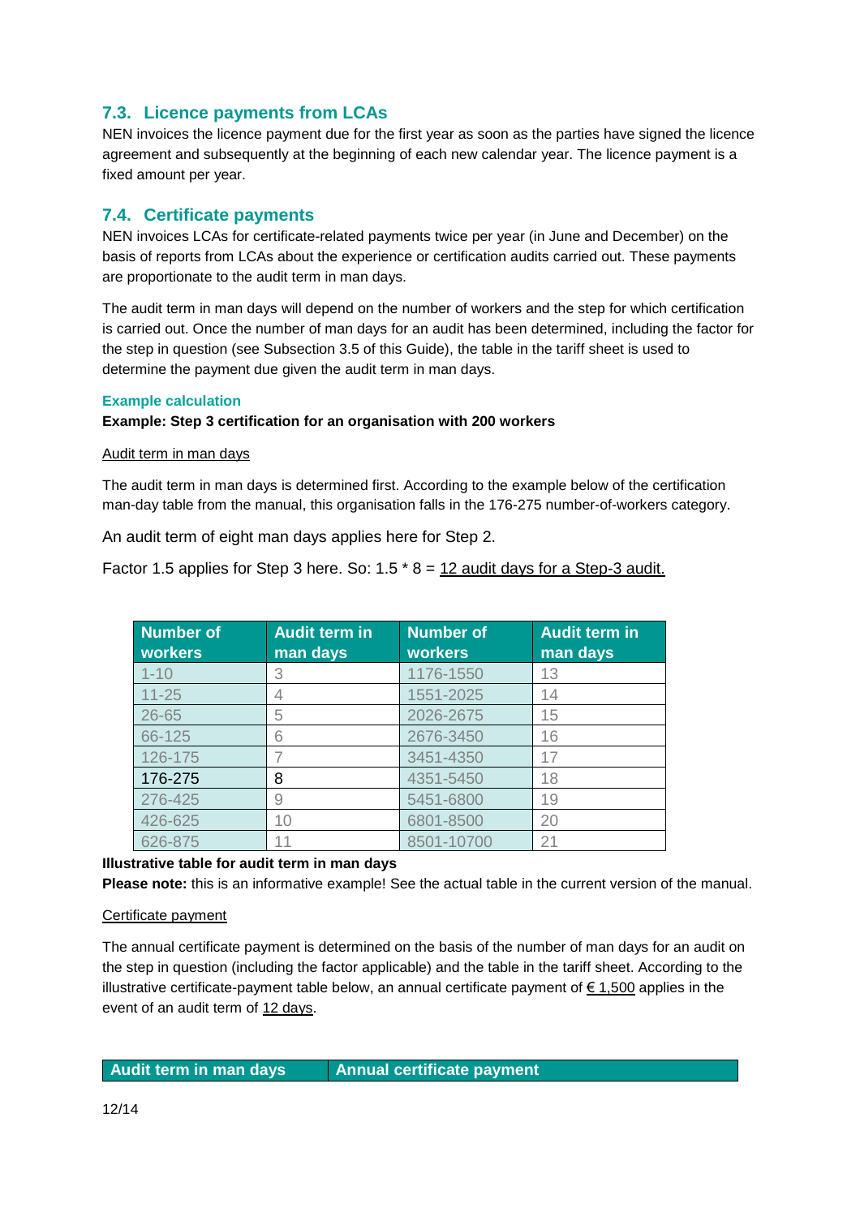## 7.3. Licence payments from LCAs

NEN invoices the licence payment due for the first year as soon as the parties have signed the licence agreement and subsequently at the beginning of each new calendar year. The licence payment is a fixed amount per year.

## 7.4. Certificate payments

NEN invoices LCAs for certificate-related payments twice per year (in June and December) on the basis of reports from LCAs about the experience or certification audits carried out. These payments are proportionate to the audit term in man days.

The audit term in man days will depend on the number of workers and the step for which certification is carried out. Once the number of man days for an audit has been determined, including the factor for the step in question (see Subsection 3.5 of this Guide), the table in the tariff sheet is used to determine the payment due given the audit term in man days.

### Example calculation

**Example: Step 3 certification for an organisation with 200 workers**

Audit term in man days

The audit term in man days is determined first. According to the example below of the certification man-day table from the manual, this organisation falls in the 176-275 number-of-workers category.

An audit term of eight man days applies here for Step 2.

Factor 1.5 applies for Step 3 here. So: 1.5 * 8 = 12 audit days for a Step-3 audit.

| Number of workers | Audit term in man days | Number of workers | Audit term in man days |
|---|---|---|---|
| 1-10 | 3 | 1176-1550 | 13 |
| 11-25 | 4 | 1551-2025 | 14 |
| 26-65 | 5 | 2026-2675 | 15 |
| 66-125 | 6 | 2676-3450 | 16 |
| 126-175 | 7 | 3451-4350 | 17 |
| 176-275 | 8 | 4351-5450 | 18 |
| 276-425 | 9 | 5451-6800 | 19 |
| 426-625 | 10 | 6801-8500 | 20 |
| 626-875 | 11 | 8501-10700 | 21 |

**Illustrative table for audit term in man days**

**Please note:** this is an informative example! See the actual table in the current version of the manual.

Certificate payment

The annual certificate payment is determined on the basis of the number of man days for an audit on the step in question (including the factor applicable) and the table in the tariff sheet. According to the illustrative certificate-payment table below, an annual certificate payment of € 1,500 applies in the event of an audit term of 12 days.

| Audit term in man days | Annual certificate payment |
|---|---|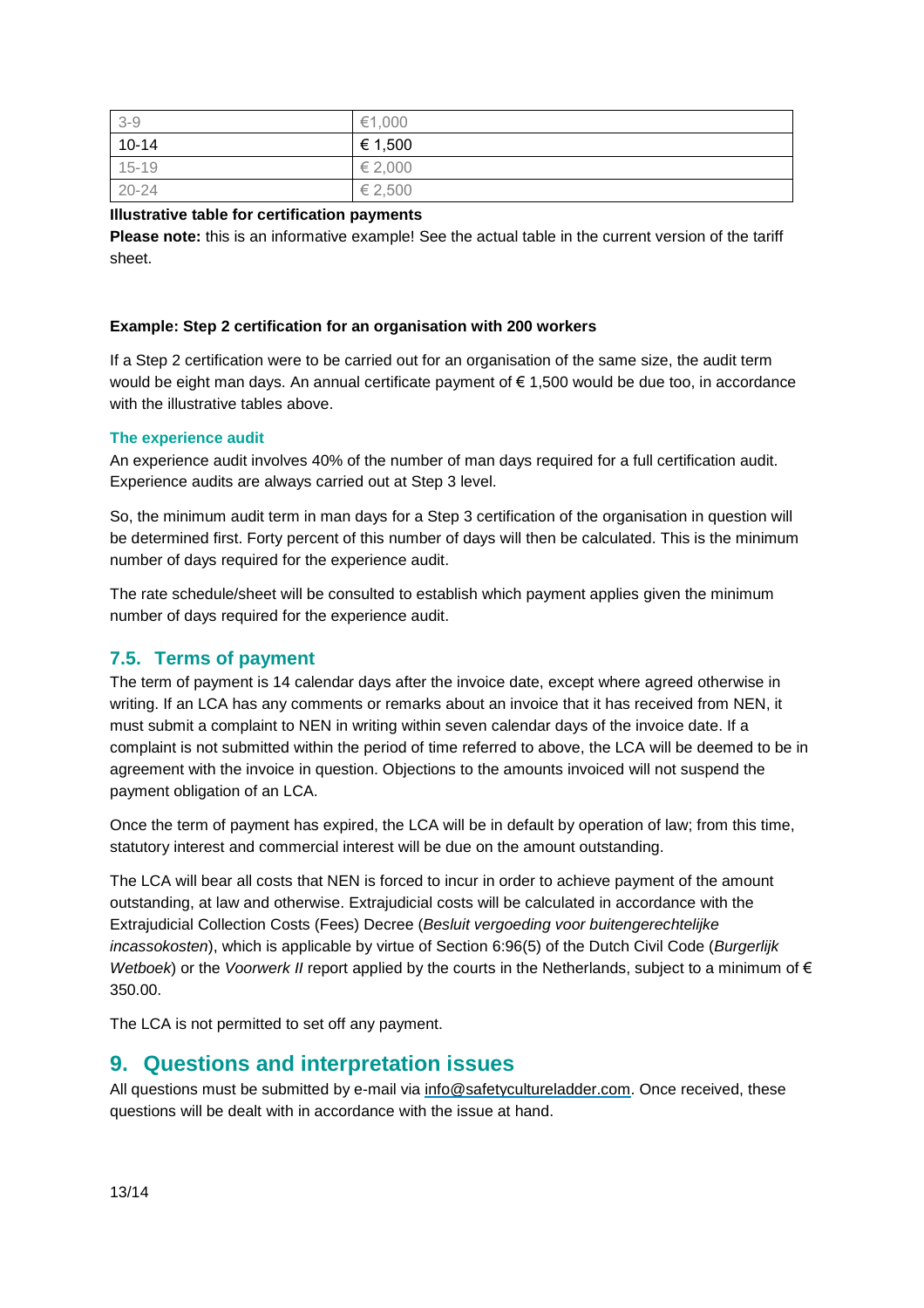| 3-9 | €1,000 |
|---|---|
| 10-14 | € 1,500 |
| 15-19 | € 2,000 |
| 20-24 | € 2,500 |

**Illustrative table for certification payments**

**Please note:** this is an informative example! See the actual table in the current version of the tariff sheet.

**Example: Step 2 certification for an organisation with 200 workers**

If a Step 2 certification were to be carried out for an organisation of the same size, the audit term would be eight man days. An annual certificate payment of € 1,500 would be due too, in accordance with the illustrative tables above.

#### The experience audit

An experience audit involves 40% of the number of man days required for a full certification audit. Experience audits are always carried out at Step 3 level.

So, the minimum audit term in man days for a Step 3 certification of the organisation in question will be determined first. Forty percent of this number of days will then be calculated. This is the minimum number of days required for the experience audit.

The rate schedule/sheet will be consulted to establish which payment applies given the minimum number of days required for the experience audit.

### 7.5. Terms of payment

The term of payment is 14 calendar days after the invoice date, except where agreed otherwise in writing. If an LCA has any comments or remarks about an invoice that it has received from NEN, it must submit a complaint to NEN in writing within seven calendar days of the invoice date. If a complaint is not submitted within the period of time referred to above, the LCA will be deemed to be in agreement with the invoice in question. Objections to the amounts invoiced will not suspend the payment obligation of an LCA.

Once the term of payment has expired, the LCA will be in default by operation of law; from this time, statutory interest and commercial interest will be due on the amount outstanding.

The LCA will bear all costs that NEN is forced to incur in order to achieve payment of the amount outstanding, at law and otherwise. Extrajudicial costs will be calculated in accordance with the Extrajudicial Collection Costs (Fees) Decree (*Besluit vergoeding voor buitengerechtelijke incassokosten*), which is applicable by virtue of Section 6:96(5) of the Dutch Civil Code (*Burgerlijk Wetboek*) or the *Voorwerk II* report applied by the courts in the Netherlands, subject to a minimum of € 350.00.

The LCA is not permitted to set off any payment.

## 9. Questions and interpretation issues

All questions must be submitted by e-mail via info@safetycultureladder.com. Once received, these questions will be dealt with in accordance with the issue at hand.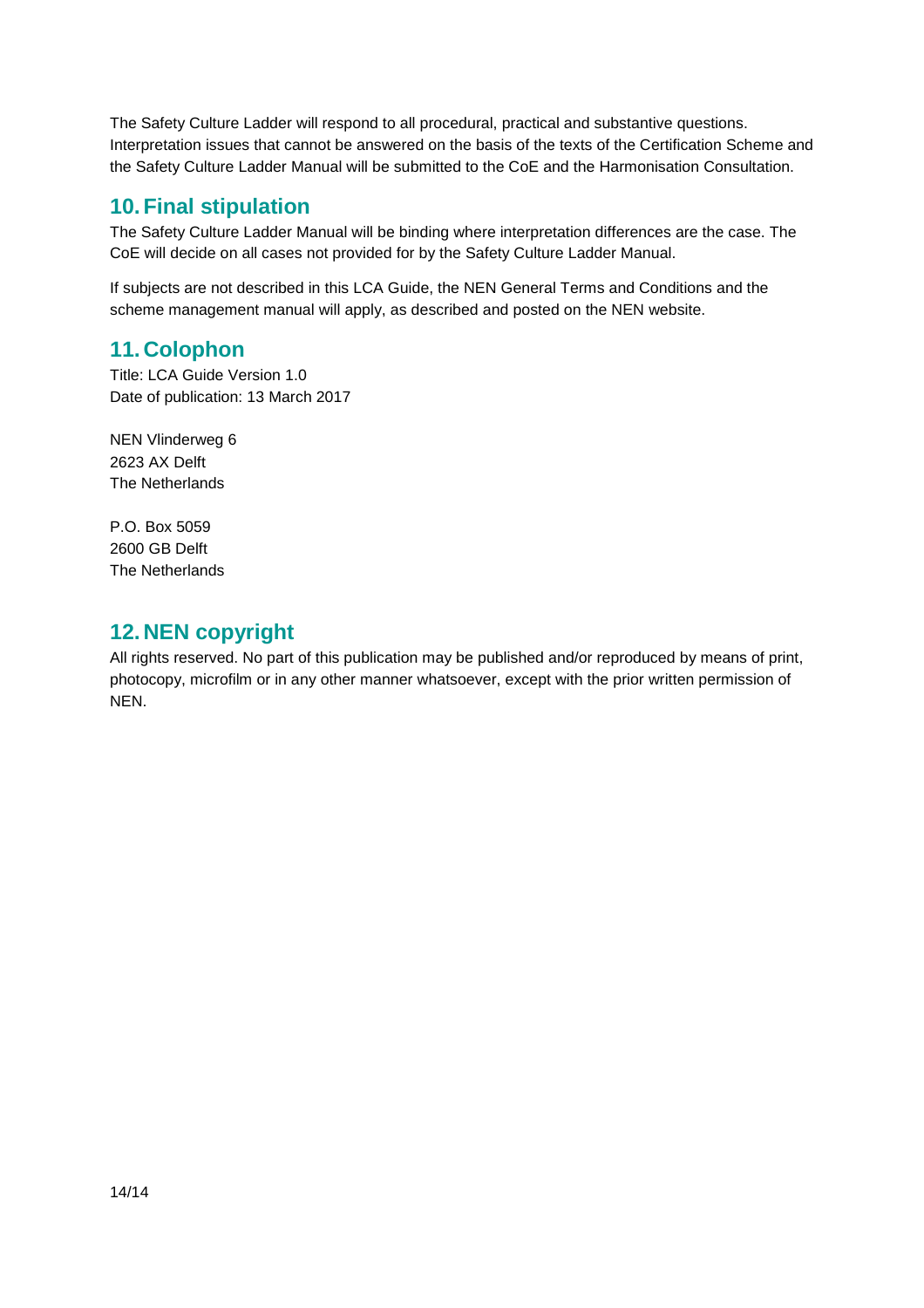The Safety Culture Ladder will respond to all procedural, practical and substantive questions. Interpretation issues that cannot be answered on the basis of the texts of the Certification Scheme and the Safety Culture Ladder Manual will be submitted to the CoE and the Harmonisation Consultation.

## 10. Final stipulation

The Safety Culture Ladder Manual will be binding where interpretation differences are the case. The CoE will decide on all cases not provided for by the Safety Culture Ladder Manual.

If subjects are not described in this LCA Guide, the NEN General Terms and Conditions and the scheme management manual will apply, as described and posted on the NEN website.

## 11. Colophon

Title: LCA Guide Version 1.0
Date of publication: 13 March 2017

NEN Vlinderweg 6
2623 AX Delft
The Netherlands

P.O. Box 5059
2600 GB Delft
The Netherlands

## 12. NEN copyright

All rights reserved. No part of this publication may be published and/or reproduced by means of print, photocopy, microfilm or in any other manner whatsoever, except with the prior written permission of NEN.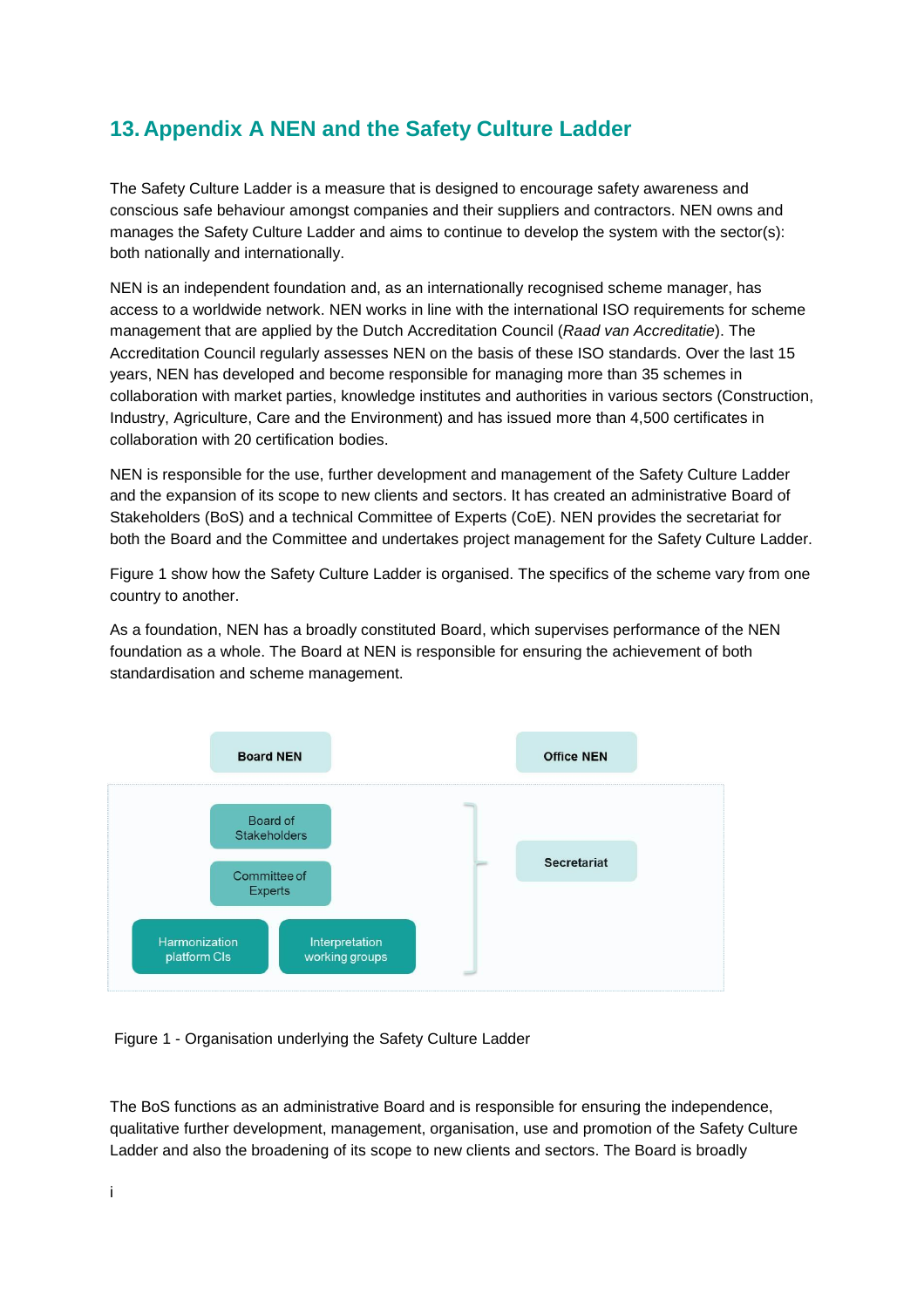# 13. Appendix A NEN and the Safety Culture Ladder

The Safety Culture Ladder is a measure that is designed to encourage safety awareness and conscious safe behaviour amongst companies and their suppliers and contractors. NEN owns and manages the Safety Culture Ladder and aims to continue to develop the system with the sector(s): both nationally and internationally.

NEN is an independent foundation and, as an internationally recognised scheme manager, has access to a worldwide network. NEN works in line with the international ISO requirements for scheme management that are applied by the Dutch Accreditation Council (*Raad van Accreditatie*). The Accreditation Council regularly assesses NEN on the basis of these ISO standards. Over the last 15 years, NEN has developed and become responsible for managing more than 35 schemes in collaboration with market parties, knowledge institutes and authorities in various sectors (Construction, Industry, Agriculture, Care and the Environment) and has issued more than 4,500 certificates in collaboration with 20 certification bodies.

NEN is responsible for the use, further development and management of the Safety Culture Ladder and the expansion of its scope to new clients and sectors. It has created an administrative Board of Stakeholders (BoS) and a technical Committee of Experts (CoE). NEN provides the secretariat for both the Board and the Committee and undertakes project management for the Safety Culture Ladder.

Figure 1 show how the Safety Culture Ladder is organised. The specifics of the scheme vary from one country to another.

As a foundation, NEN has a broadly constituted Board, which supervises performance of the NEN foundation as a whole. The Board at NEN is responsible for ensuring the achievement of both standardisation and scheme management.

Board NEN

Office NEN

Board of Stakeholders

Committee of Experts

Harmonization platform CIs

Interpretation working groups

Secretariat

Figure 1 - Organisation underlying the Safety Culture Ladder

The BoS functions as an administrative Board and is responsible for ensuring the independence, qualitative further development, management, organisation, use and promotion of the Safety Culture Ladder and also the broadening of its scope to new clients and sectors. The Board is broadly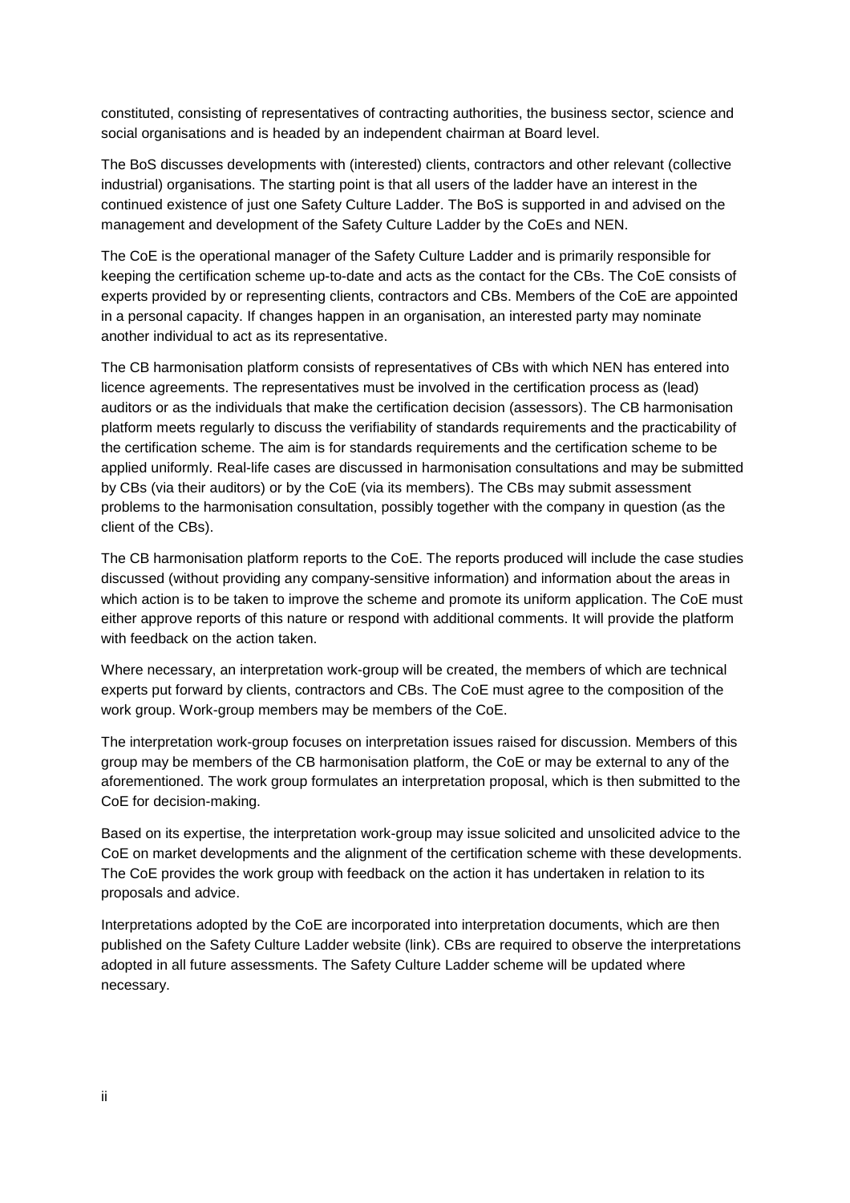constituted, consisting of representatives of contracting authorities, the business sector, science and social organisations and is headed by an independent chairman at Board level.

The BoS discusses developments with (interested) clients, contractors and other relevant (collective industrial) organisations. The starting point is that all users of the ladder have an interest in the continued existence of just one Safety Culture Ladder. The BoS is supported in and advised on the management and development of the Safety Culture Ladder by the CoEs and NEN.

The CoE is the operational manager of the Safety Culture Ladder and is primarily responsible for keeping the certification scheme up-to-date and acts as the contact for the CBs. The CoE consists of experts provided by or representing clients, contractors and CBs. Members of the CoE are appointed in a personal capacity. If changes happen in an organisation, an interested party may nominate another individual to act as its representative.

The CB harmonisation platform consists of representatives of CBs with which NEN has entered into licence agreements. The representatives must be involved in the certification process as (lead) auditors or as the individuals that make the certification decision (assessors). The CB harmonisation platform meets regularly to discuss the verifiability of standards requirements and the practicability of the certification scheme. The aim is for standards requirements and the certification scheme to be applied uniformly. Real-life cases are discussed in harmonisation consultations and may be submitted by CBs (via their auditors) or by the CoE (via its members). The CBs may submit assessment problems to the harmonisation consultation, possibly together with the company in question (as the client of the CBs).

The CB harmonisation platform reports to the CoE. The reports produced will include the case studies discussed (without providing any company-sensitive information) and information about the areas in which action is to be taken to improve the scheme and promote its uniform application. The CoE must either approve reports of this nature or respond with additional comments. It will provide the platform with feedback on the action taken.

Where necessary, an interpretation work-group will be created, the members of which are technical experts put forward by clients, contractors and CBs. The CoE must agree to the composition of the work group. Work-group members may be members of the CoE.

The interpretation work-group focuses on interpretation issues raised for discussion. Members of this group may be members of the CB harmonisation platform, the CoE or may be external to any of the aforementioned. The work group formulates an interpretation proposal, which is then submitted to the CoE for decision-making.

Based on its expertise, the interpretation work-group may issue solicited and unsolicited advice to the CoE on market developments and the alignment of the certification scheme with these developments. The CoE provides the work group with feedback on the action it has undertaken in relation to its proposals and advice.

Interpretations adopted by the CoE are incorporated into interpretation documents, which are then published on the Safety Culture Ladder website (link). CBs are required to observe the interpretations adopted in all future assessments. The Safety Culture Ladder scheme will be updated where necessary.